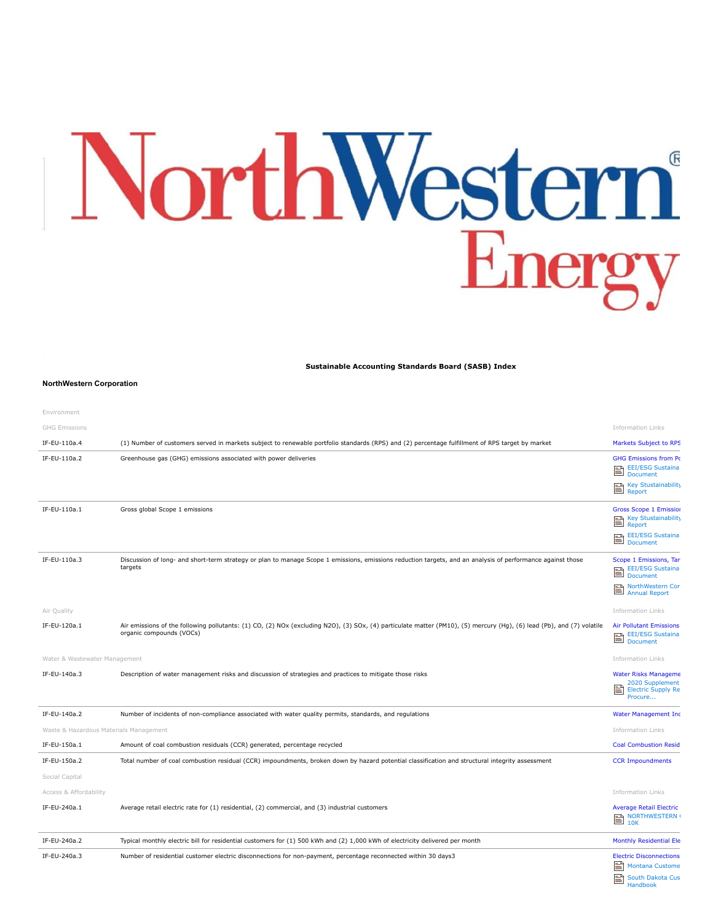NorthWestern Energy

**Sustainable Accounting Standards Board (SASB) Index**

**NorthWestern Corporation**

Environment

GHG Emissions

| Code | Metric | Information Links |
| --- | --- | --- |
| IF-EU-110a.4 | (1) Number of customers served in markets subject to renewable portfolio standards (RPS) and (2) percentage fulfillment of RPS target by market | Markets Subject to RPS |
| IF-EU-110a.2 | Greenhouse gas (GHG) emissions associated with power deliveries | GHG Emissions from Po<br>EEI/ESG Sustaina Document<br>Key Sustainability Report |
| IF-EU-110a.1 | Gross global Scope 1 emissions | Gross Scope 1 Emission<br>Key Sustainability Report<br>EEI/ESG Sustaina Document |
| IF-EU-110a.3 | Discussion of long- and short-term strategy or plan to manage Scope 1 emissions, emissions reduction targets, and an analysis of performance against those targets | Scope 1 Emissions, Tar<br>EEI/ESG Sustaina Document<br>NorthWestern Cor Annual Report |

Air Quality

| Code | Metric | Information Links |
| --- | --- | --- |
| IF-EU-120a.1 | Air emissions of the following pollutants: (1) CO, (2) NOx (excluding N2O), (3) SOx, (4) particulate matter (PM10), (5) mercury (Hg), (6) lead (Pb), and (7) volatile organic compounds (VOCs) | Air Pollutant Emissions<br>EEI/ESG Sustaina Document |

Water & Wastewater Management

| Code | Metric | Information Links |
| --- | --- | --- |
| IF-EU-140a.3 | Description of water management risks and discussion of strategies and practices to mitigate those risks | Water Risks Manageme<br>2020 Supplement Electric Supply Re Procure... |
| IF-EU-140a.2 | Number of incidents of non-compliance associated with water quality permits, standards, and regulations | Water Management Inc |

Waste & Hazardous Materials Management

| Code | Metric | Information Links |
| --- | --- | --- |
| IF-EU-150a.1 | Amount of coal combustion residuals (CCR) generated, percentage recycled | Coal Combustion Resid |
| IF-EU-150a.2 | Total number of coal combustion residual (CCR) impoundments, broken down by hazard potential classification and structural integrity assessment | CCR Impoundments |

Social Capital

Access & Affordability

| Code | Metric | Information Links |
| --- | --- | --- |
| IF-EU-240a.1 | Average retail electric rate for (1) residential, (2) commercial, and (3) industrial customers | Average Retail Electric<br>NORTHWESTERN 10K |
| IF-EU-240a.2 | Typical monthly electric bill for residential customers for (1) 500 kWh and (2) 1,000 kWh of electricity delivered per month | Monthly Residential Ele |
| IF-EU-240a.3 | Number of residential customer electric disconnections for non-payment, percentage reconnected within 30 days3 | Electric Disconnections<br>Montana Custome<br>South Dakota Cus Handbook |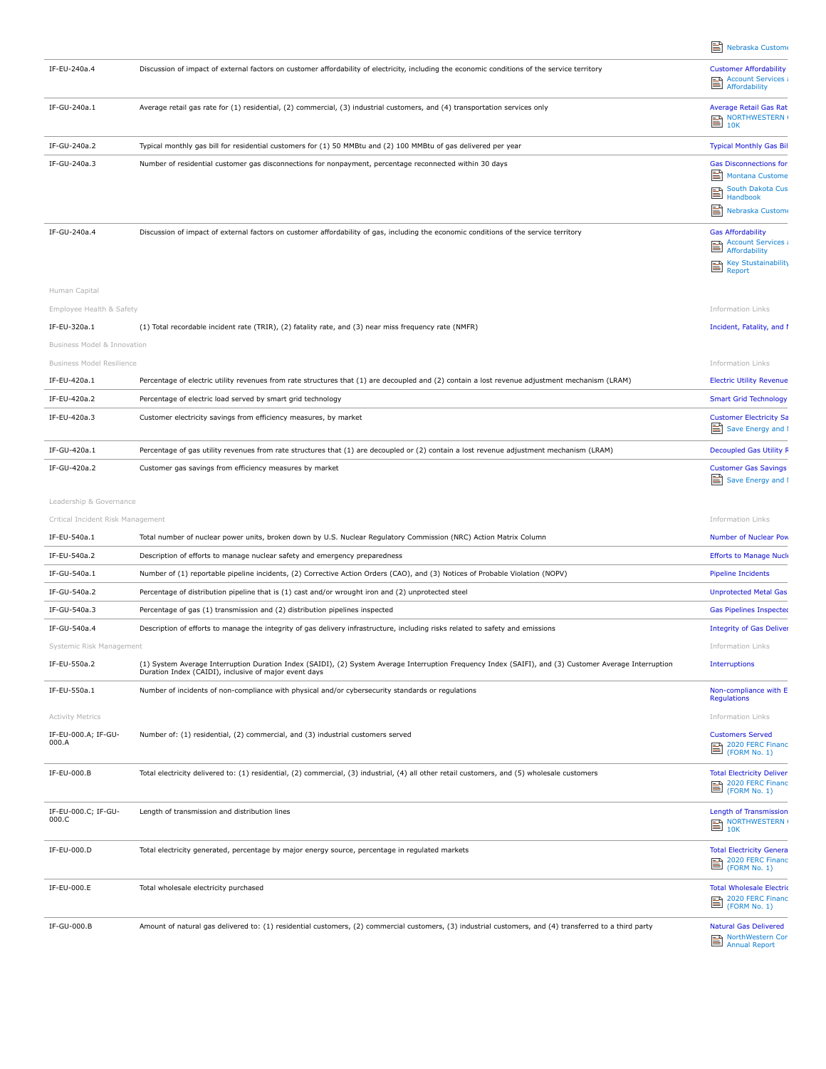| | | |
|---|---|---|
| | | Nebraska Custom |
| IF-EU-240a.4 | Discussion of impact of external factors on customer affordability of electricity, including the economic conditions of the service territory | Customer Affordability<br>Account Services Affordability |
| IF-GU-240a.1 | Average retail gas rate for (1) residential, (2) commercial, (3) industrial customers, and (4) transportation services only | Average Retail Gas Rat<br>NORTHWESTERN 10K |
| IF-GU-240a.2 | Typical monthly gas bill for residential customers for (1) 50 MMBtu and (2) 100 MMBtu of gas delivered per year | Typical Monthly Gas Bil |
| IF-GU-240a.3 | Number of residential customer gas disconnections for nonpayment, percentage reconnected within 30 days | Gas Disconnections for<br>Montana Custome<br>South Dakota Cus Handbook<br>Nebraska Custome |
| IF-GU-240a.4 | Discussion of impact of external factors on customer affordability of gas, including the economic conditions of the service territory | Gas Affordability<br>Account Services Affordability<br>Key Sustainability Report |
| Human Capital | | |
| Employee Health & Safety | | Information Links |
| IF-EU-320a.1 | (1) Total recordable incident rate (TRIR), (2) fatality rate, and (3) near miss frequency rate (NMFR) | Incident, Fatality, and N |
| Business Model & Innovation | | |
| Business Model Resilience | | Information Links |
| IF-EU-420a.1 | Percentage of electric utility revenues from rate structures that (1) are decoupled and (2) contain a lost revenue adjustment mechanism (LRAM) | Electric Utility Revenue |
| IF-EU-420a.2 | Percentage of electric load served by smart grid technology | Smart Grid Technology |
| IF-EU-420a.3 | Customer electricity savings from efficiency measures, by market | Customer Electricity Sa<br>Save Energy and |
| IF-GU-420a.1 | Percentage of gas utility revenues from rate structures that (1) are decoupled or (2) contain a lost revenue adjustment mechanism (LRAM) | Decoupled Gas Utility R |
| IF-GU-420a.2 | Customer gas savings from efficiency measures by market | Customer Gas Savings<br>Save Energy and |
| Leadership & Governance | | |
| Critical Incident Risk Management | | Information Links |
| IF-EU-540a.1 | Total number of nuclear power units, broken down by U.S. Nuclear Regulatory Commission (NRC) Action Matrix Column | Number of Nuclear Pow |
| IF-EU-540a.2 | Description of efforts to manage nuclear safety and emergency preparedness | Efforts to Manage Nucl |
| IF-GU-540a.1 | Number of (1) reportable pipeline incidents, (2) Corrective Action Orders (CAO), and (3) Notices of Probable Violation (NOPV) | Pipeline Incidents |
| IF-GU-540a.2 | Percentage of distribution pipeline that is (1) cast and/or wrought iron and (2) unprotected steel | Unprotected Metal Gas |
| IF-GU-540a.3 | Percentage of gas (1) transmission and (2) distribution pipelines inspected | Gas Pipelines Inspected |
| IF-GU-540a.4 | Description of efforts to manage the integrity of gas delivery infrastructure, including risks related to safety and emissions | Integrity of Gas Deliver |
| Systemic Risk Management | | Information Links |
| IF-EU-550a.2 | (1) System Average Interruption Duration Index (SAIDI), (2) System Average Interruption Frequency Index (SAIFI), and (3) Customer Average Interruption Duration Index (CAIDI), inclusive of major event days | Interruptions |
| IF-EU-550a.1 | Number of incidents of non-compliance with physical and/or cybersecurity standards or regulations | Non-compliance with E Regulations |
| Activity Metrics | | Information Links |
| IF-EU-000.A; IF-GU-000.A | Number of: (1) residential, (2) commercial, and (3) industrial customers served | Customers Served<br>2020 FERC Financ (FORM No. 1) |
| IF-EU-000.B | Total electricity delivered to: (1) residential, (2) commercial, (3) industrial, (4) all other retail customers, and (5) wholesale customers | Total Electricity Deliver<br>2020 FERC Financ (FORM No. 1) |
| IF-EU-000.C; IF-GU-000.C | Length of transmission and distribution lines | Length of Transmission<br>NORTHWESTERN 10K |
| IF-EU-000.D | Total electricity generated, percentage by major energy source, percentage in regulated markets | Total Electricity Genera<br>2020 FERC Financ (FORM No. 1) |
| IF-EU-000.E | Total wholesale electricity purchased | Total Wholesale Electric<br>2020 FERC Financ (FORM No. 1) |
| IF-GU-000.B | Amount of natural gas delivered to: (1) residential customers, (2) commercial customers, (3) industrial customers, and (4) transferred to a third party | Natural Gas Delivered<br>NorthWestern Cor Annual Report |